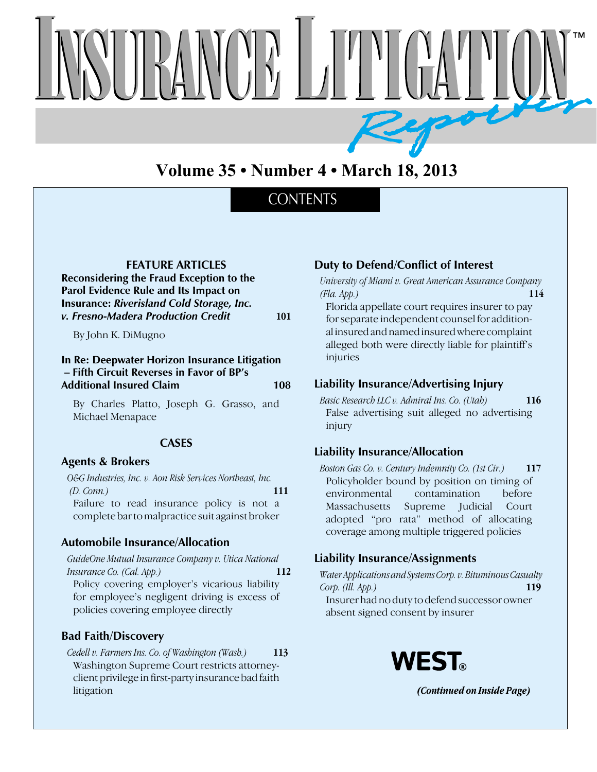# INSURANCE LITIGATION Reporter™

**Volume 35 • Number 4 • March 18, 2013**

## CONTENTS

### FEATURE ARTICLES

**Reconsidering the Fraud Exception to the Parol Evidence Rule and Its Impact on Insurance: *Riverisland Cold Storage, Inc. v. Fresno-Madera Production Credit*** **101**

By John K. DiMugno

**In Re: Deepwater Horizon Insurance Litigation – Fifth Circuit Reverses in Favor of BP's Additional Insured Claim** **108**

By Charles Platto, Joseph G. Grasso, and Michael Menapace

### CASES

#### Agents & Brokers

*O&G Industries, Inc. v. Aon Risk Services Northeast, Inc. (D. Conn.)* **111**

Failure to read insurance policy is not a complete bar to malpractice suit against broker

#### Automobile Insurance/Allocation

*GuideOne Mutual Insurance Company v. Utica National Insurance Co. (Cal. App.)* **112**

Policy covering employer's vicarious liability for employee's negligent driving is excess of policies covering employee directly

#### Bad Faith/Discovery

*Cedell v. Farmers Ins. Co. of Washington (Wash.)* **113**

Washington Supreme Court restricts attorney-client privilege in first-party insurance bad faith litigation

#### Duty to Defend/Conflict of Interest

*University of Miami v. Great American Assurance Company (Fla. App.)* **114**

Florida appellate court requires insurer to pay for separate independent counsel for additional insured and named insured where complaint alleged both were directly liable for plaintiff's injuries

#### Liability Insurance/Advertising Injury

*Basic Research LLC v. Admiral Ins. Co. (Utah)* **116**

False advertising suit alleged no advertising injury

#### Liability Insurance/Allocation

*Boston Gas Co. v. Century Indemnity Co. (1st Cir.)* **117**

Policyholder bound by position on timing of environmental contamination before Massachusetts Supreme Judicial Court adopted "pro rata" method of allocating coverage among multiple triggered policies

#### Liability Insurance/Assignments

*Water Applications and Systems Corp. v. Bituminous Casualty Corp. (Ill. App.)* **119**

Insurer had no duty to defend successor owner absent signed consent by insurer

WEST®

***(Continued on Inside Page)***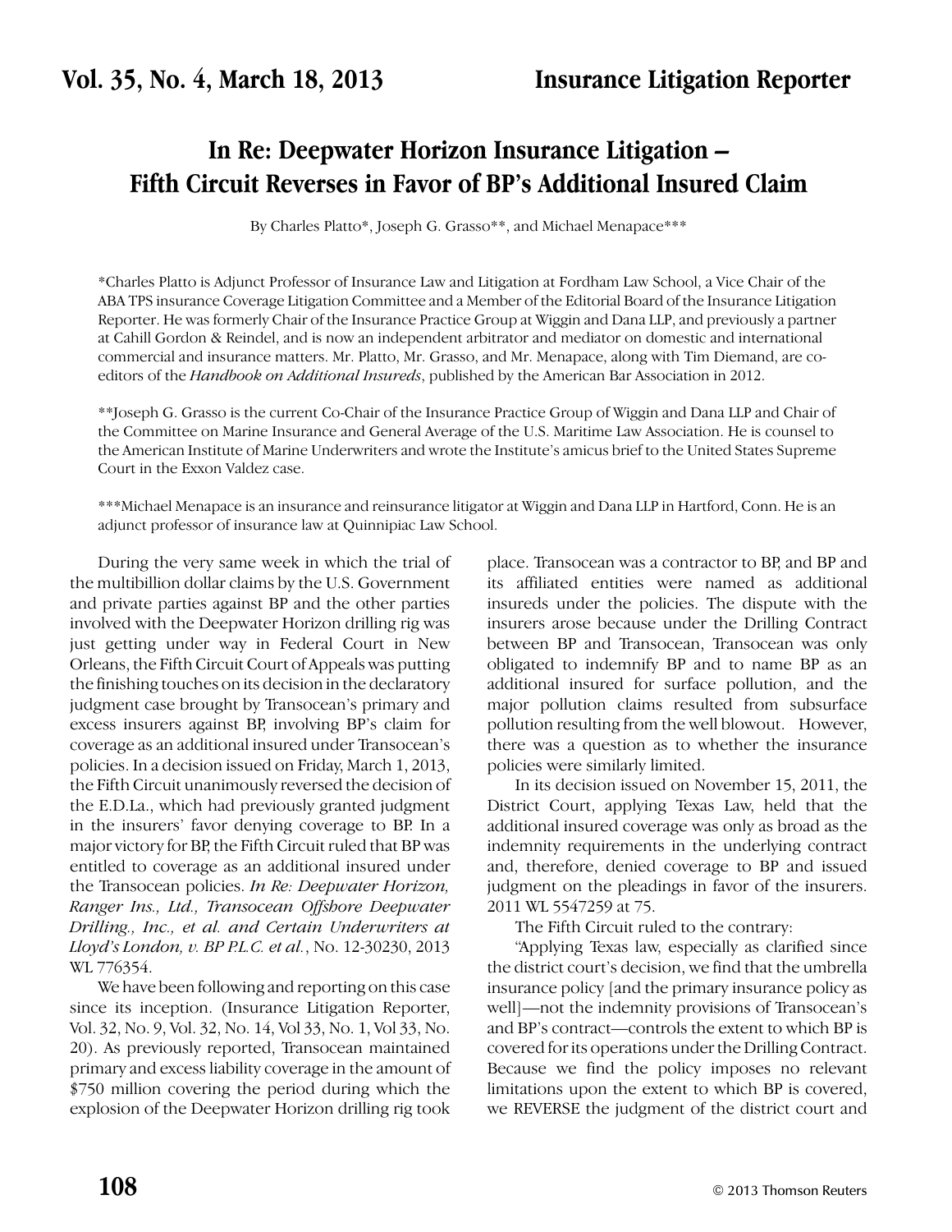# In Re: Deepwater Horizon Insurance Litigation – Fifth Circuit Reverses in Favor of BP's Additional Insured Claim

By Charles Platto*, Joseph G. Grasso**, and Michael Menapace***

*Charles Platto is Adjunct Professor of Insurance Law and Litigation at Fordham Law School, a Vice Chair of the ABA TPS insurance Coverage Litigation Committee and a Member of the Editorial Board of the Insurance Litigation Reporter. He was formerly Chair of the Insurance Practice Group at Wiggin and Dana LLP, and previously a partner at Cahill Gordon & Reindel, and is now an independent arbitrator and mediator on domestic and international commercial and insurance matters. Mr. Platto, Mr. Grasso, and Mr. Menapace, along with Tim Diemand, are co-editors of the *Handbook on Additional Insureds*, published by the American Bar Association in 2012.

**Joseph G. Grasso is the current Co-Chair of the Insurance Practice Group of Wiggin and Dana LLP and Chair of the Committee on Marine Insurance and General Average of the U.S. Maritime Law Association. He is counsel to the American Institute of Marine Underwriters and wrote the Institute's amicus brief to the United States Supreme Court in the Exxon Valdez case.

***Michael Menapace is an insurance and reinsurance litigator at Wiggin and Dana LLP in Hartford, Conn. He is an adjunct professor of insurance law at Quinnipiac Law School.

During the very same week in which the trial of the multibillion dollar claims by the U.S. Government and private parties against BP and the other parties involved with the Deepwater Horizon drilling rig was just getting under way in Federal Court in New Orleans, the Fifth Circuit Court of Appeals was putting the finishing touches on its decision in the declaratory judgment case brought by Transocean's primary and excess insurers against BP, involving BP's claim for coverage as an additional insured under Transocean's policies. In a decision issued on Friday, March 1, 2013, the Fifth Circuit unanimously reversed the decision of the E.D.La., which had previously granted judgment in the insurers' favor denying coverage to BP. In a major victory for BP, the Fifth Circuit ruled that BP was entitled to coverage as an additional insured under the Transocean policies. *In Re: Deepwater Horizon, Ranger Ins., Ltd., Transocean Offshore Deepwater Drilling., Inc., et al. and Certain Underwriters at Lloyd's London, v. BP P.L.C. et al.*, No. 12-30230, 2013 WL 776354.

We have been following and reporting on this case since its inception. (Insurance Litigation Reporter, Vol. 32, No. 9, Vol. 32, No. 14, Vol 33, No. 1, Vol 33, No. 20). As previously reported, Transocean maintained primary and excess liability coverage in the amount of $750 million covering the period during which the explosion of the Deepwater Horizon drilling rig took place. Transocean was a contractor to BP, and BP and its affiliated entities were named as additional insureds under the policies. The dispute with the insurers arose because under the Drilling Contract between BP and Transocean, Transocean was only obligated to indemnify BP and to name BP as an additional insured for surface pollution, and the major pollution claims resulted from subsurface pollution resulting from the well blowout. However, there was a question as to whether the insurance policies were similarly limited.

In its decision issued on November 15, 2011, the District Court, applying Texas Law, held that the additional insured coverage was only as broad as the indemnity requirements in the underlying contract and, therefore, denied coverage to BP and issued judgment on the pleadings in favor of the insurers. 2011 WL 5547259 at 75.

The Fifth Circuit ruled to the contrary:

"Applying Texas law, especially as clarified since the district court's decision, we find that the umbrella insurance policy [and the primary insurance policy as well]—not the indemnity provisions of Transocean's and BP's contract—controls the extent to which BP is covered for its operations under the Drilling Contract. Because we find the policy imposes no relevant limitations upon the extent to which BP is covered, we REVERSE the judgment of the district court and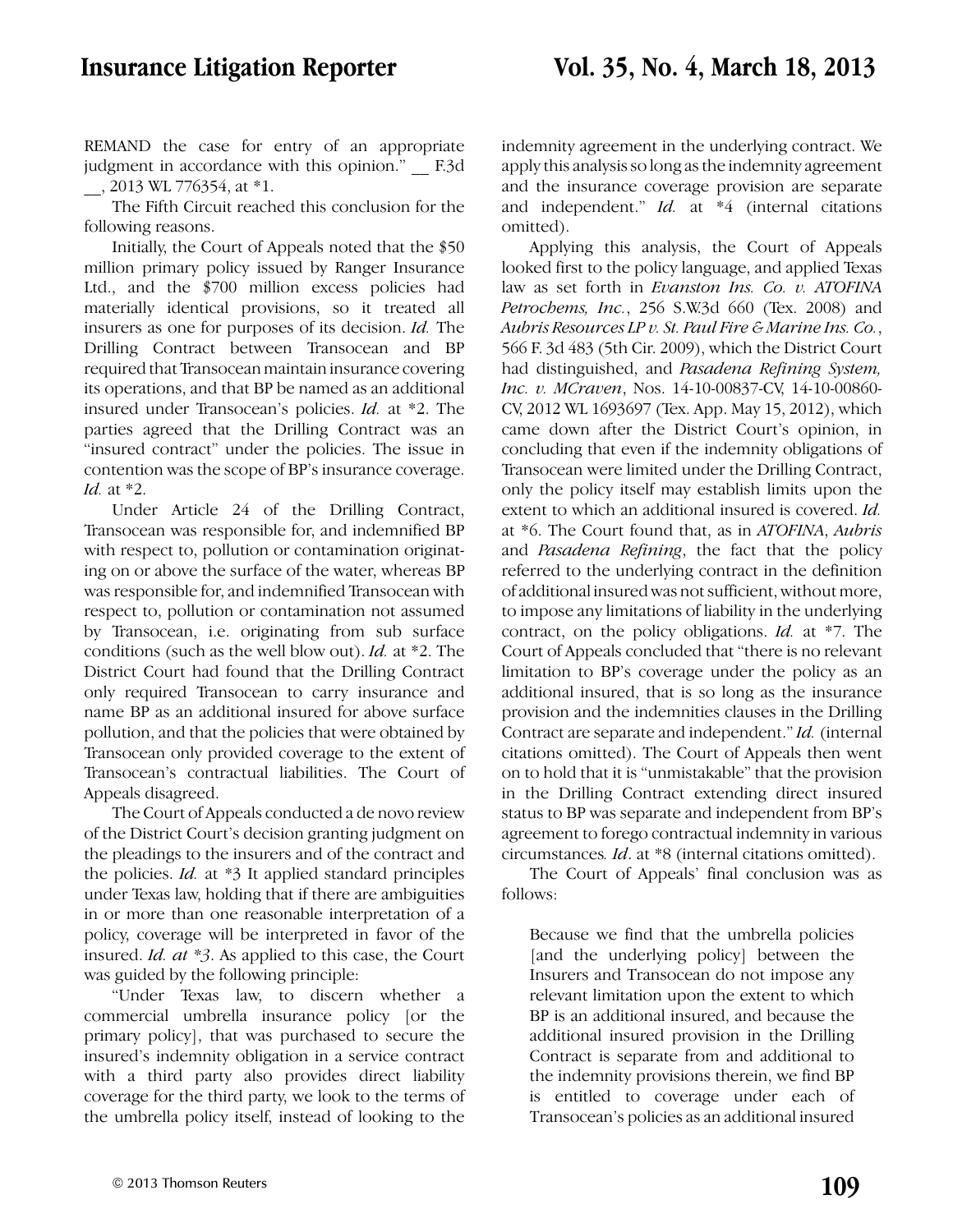REMAND the case for entry of an appropriate judgment in accordance with this opinion." __ F.3d __, 2013 WL 776354, at *1.

The Fifth Circuit reached this conclusion for the following reasons.

Initially, the Court of Appeals noted that the $50 million primary policy issued by Ranger Insurance Ltd., and the $700 million excess policies had materially identical provisions, so it treated all insurers as one for purposes of its decision. *Id.* The Drilling Contract between Transocean and BP required that Transocean maintain insurance covering its operations, and that BP be named as an additional insured under Transocean's policies. *Id.* at *2. The parties agreed that the Drilling Contract was an "insured contract" under the policies. The issue in contention was the scope of BP's insurance coverage. *Id.* at *2.

Under Article 24 of the Drilling Contract, Transocean was responsible for, and indemnified BP with respect to, pollution or contamination originating on or above the surface of the water, whereas BP was responsible for, and indemnified Transocean with respect to, pollution or contamination not assumed by Transocean, i.e. originating from sub surface conditions (such as the well blow out). *Id.* at *2. The District Court had found that the Drilling Contract only required Transocean to carry insurance and name BP as an additional insured for above surface pollution, and that the policies that were obtained by Transocean only provided coverage to the extent of Transocean's contractual liabilities. The Court of Appeals disagreed.

The Court of Appeals conducted a de novo review of the District Court's decision granting judgment on the pleadings to the insurers and of the contract and the policies. *Id.* at *3 It applied standard principles under Texas law, holding that if there are ambiguities in or more than one reasonable interpretation of a policy, coverage will be interpreted in favor of the insured. *Id. at *3*. As applied to this case, the Court was guided by the following principle:

"Under Texas law, to discern whether a commercial umbrella insurance policy [or the primary policy], that was purchased to secure the insured's indemnity obligation in a service contract with a third party also provides direct liability coverage for the third party, we look to the terms of the umbrella policy itself, instead of looking to the indemnity agreement in the underlying contract. We apply this analysis so long as the indemnity agreement and the insurance coverage provision are separate and independent." *Id.* at *4 (internal citations omitted).

Applying this analysis, the Court of Appeals looked first to the policy language, and applied Texas law as set forth in *Evanston Ins. Co. v. ATOFINA Petrochems, Inc.*, 256 S.W.3d 660 (Tex. 2008) and *Aubris Resources LP v. St. Paul Fire & Marine Ins. Co.*, 566 F. 3d 483 (5th Cir. 2009), which the District Court had distinguished, and *Pasadena Refining System, Inc. v. MCraven*, Nos. 14-10-00837-CV, 14-10-00860-CV, 2012 WL 1693697 (Tex. App. May 15, 2012), which came down after the District Court's opinion, in concluding that even if the indemnity obligations of Transocean were limited under the Drilling Contract, only the policy itself may establish limits upon the extent to which an additional insured is covered. *Id.* at *6. The Court found that, as in *ATOFINA*, *Aubris* and *Pasadena Refining*, the fact that the policy referred to the underlying contract in the definition of additional insured was not sufficient, without more, to impose any limitations of liability in the underlying contract, on the policy obligations. *Id.* at *7. The Court of Appeals concluded that "there is no relevant limitation to BP's coverage under the policy as an additional insured, that is so long as the insurance provision and the indemnities clauses in the Drilling Contract are separate and independent." *Id.* (internal citations omitted). The Court of Appeals then went on to hold that it is "unmistakable" that the provision in the Drilling Contract extending direct insured status to BP was separate and independent from BP's agreement to forego contractual indemnity in various circumstances. *Id*. at *8 (internal citations omitted).

The Court of Appeals' final conclusion was as follows:

> Because we find that the umbrella policies [and the underlying policy] between the Insurers and Transocean do not impose any relevant limitation upon the extent to which BP is an additional insured, and because the additional insured provision in the Drilling Contract is separate from and additional to the indemnity provisions therein, we find BP is entitled to coverage under each of Transocean's policies as an additional insured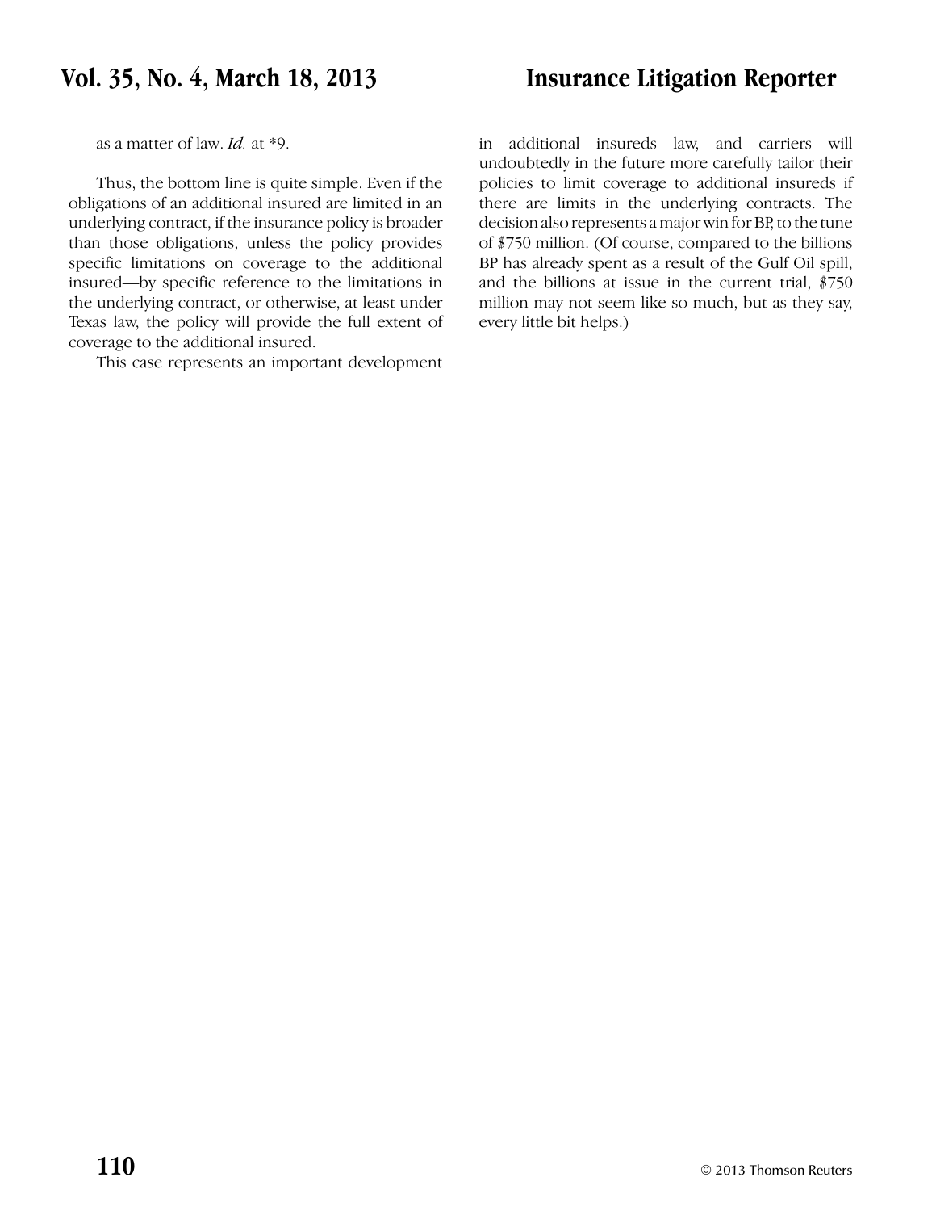as a matter of law. *Id.* at *9.

Thus, the bottom line is quite simple. Even if the obligations of an additional insured are limited in an underlying contract, if the insurance policy is broader than those obligations, unless the policy provides specific limitations on coverage to the additional insured—by specific reference to the limitations in the underlying contract, or otherwise, at least under Texas law, the policy will provide the full extent of coverage to the additional insured.

This case represents an important development in additional insureds law, and carriers will undoubtedly in the future more carefully tailor their policies to limit coverage to additional insureds if there are limits in the underlying contracts. The decision also represents a major win for BP, to the tune of $750 million. (Of course, compared to the billions BP has already spent as a result of the Gulf Oil spill, and the billions at issue in the current trial, $750 million may not seem like so much, but as they say, every little bit helps.)